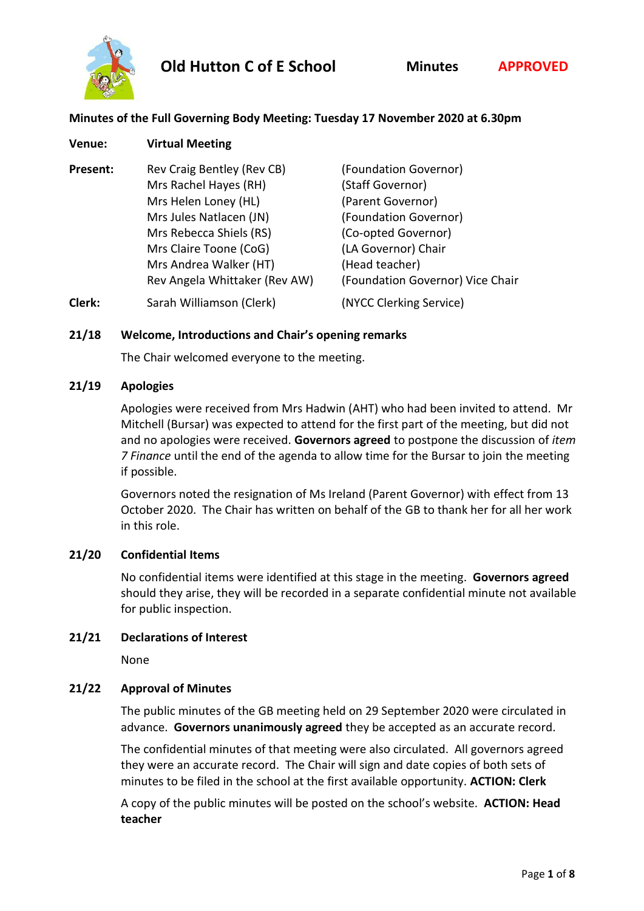# Old Hutton C of E School

**Minutes** **APPROVED**

**Minutes of the Full Governing Body Meeting: Tuesday 17 November 2020 at 6.30pm**

**Venue:** **Virtual Meeting**

| | | |
|---|---|---|
| **Present:** | Rev Craig Bentley (Rev CB) | (Foundation Governor) |
| | Mrs Rachel Hayes (RH) | (Staff Governor) |
| | Mrs Helen Loney (HL) | (Parent Governor) |
| | Mrs Jules Natlacen (JN) | (Foundation Governor) |
| | Mrs Rebecca Shiels (RS) | (Co-opted Governor) |
| | Mrs Claire Toone (CoG) | (LA Governor) Chair |
| | Mrs Andrea Walker (HT) | (Head teacher) |
| | Rev Angela Whittaker (Rev AW) | (Foundation Governor) Vice Chair |
| **Clerk:** | Sarah Williamson (Clerk) | (NYCC Clerking Service) |

**21/18 Welcome, Introductions and Chair's opening remarks**

The Chair welcomed everyone to the meeting.

**21/19 Apologies**

Apologies were received from Mrs Hadwin (AHT) who had been invited to attend. Mr Mitchell (Bursar) was expected to attend for the first part of the meeting, but did not and no apologies were received. **Governors agreed** to postpone the discussion of *item 7 Finance* until the end of the agenda to allow time for the Bursar to join the meeting if possible.

Governors noted the resignation of Ms Ireland (Parent Governor) with effect from 13 October 2020. The Chair has written on behalf of the GB to thank her for all her work in this role.

**21/20 Confidential Items**

No confidential items were identified at this stage in the meeting. **Governors agreed** should they arise, they will be recorded in a separate confidential minute not available for public inspection.

**21/21 Declarations of Interest**

None

**21/22 Approval of Minutes**

The public minutes of the GB meeting held on 29 September 2020 were circulated in advance. **Governors unanimously agreed** they be accepted as an accurate record.

The confidential minutes of that meeting were also circulated. All governors agreed they were an accurate record. The Chair will sign and date copies of both sets of minutes to be filed in the school at the first available opportunity. **ACTION: Clerk**

A copy of the public minutes will be posted on the school's website. **ACTION: Head teacher**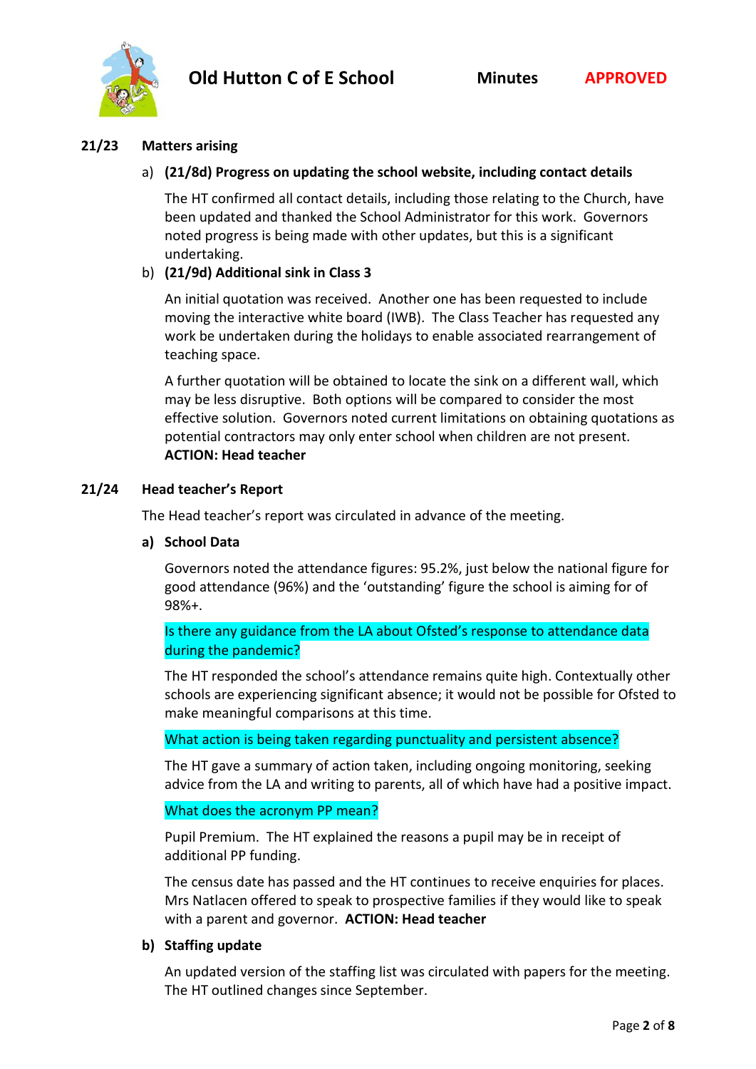## 21/23 Matters arising

a) **(21/8d) Progress on updating the school website, including contact details**

The HT confirmed all contact details, including those relating to the Church, have been updated and thanked the School Administrator for this work. Governors noted progress is being made with other updates, but this is a significant undertaking.

b) **(21/9d) Additional sink in Class 3**

An initial quotation was received. Another one has been requested to include moving the interactive white board (IWB). The Class Teacher has requested any work be undertaken during the holidays to enable associated rearrangement of teaching space.

A further quotation will be obtained to locate the sink on a different wall, which may be less disruptive. Both options will be compared to consider the most effective solution. Governors noted current limitations on obtaining quotations as potential contractors may only enter school when children are not present. **ACTION: Head teacher**

## 21/24 Head teacher's Report

The Head teacher's report was circulated in advance of the meeting.

### a) School Data

Governors noted the attendance figures: 95.2%, just below the national figure for good attendance (96%) and the 'outstanding' figure the school is aiming for of 98%+.

Is there any guidance from the LA about Ofsted's response to attendance data during the pandemic?

The HT responded the school's attendance remains quite high. Contextually other schools are experiencing significant absence; it would not be possible for Ofsted to make meaningful comparisons at this time.

What action is being taken regarding punctuality and persistent absence?

The HT gave a summary of action taken, including ongoing monitoring, seeking advice from the LA and writing to parents, all of which have had a positive impact.

What does the acronym PP mean?

Pupil Premium. The HT explained the reasons a pupil may be in receipt of additional PP funding.

The census date has passed and the HT continues to receive enquiries for places. Mrs Natlacen offered to speak to prospective families if they would like to speak with a parent and governor. **ACTION: Head teacher**

### b) Staffing update

An updated version of the staffing list was circulated with papers for the meeting. The HT outlined changes since September.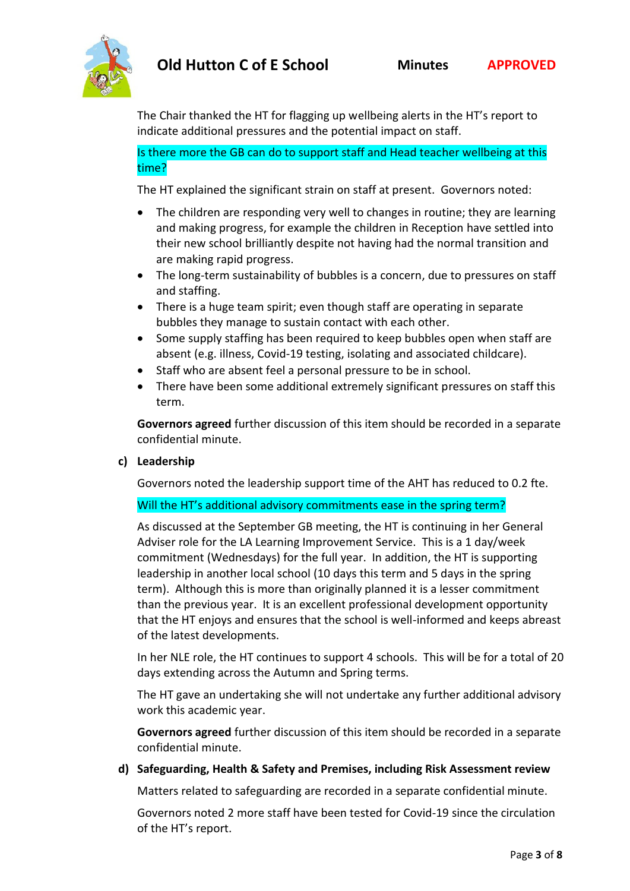The Chair thanked the HT for flagging up wellbeing alerts in the HT's report to indicate additional pressures and the potential impact on staff.

Is there more the GB can do to support staff and Head teacher wellbeing at this time?

The HT explained the significant strain on staff at present. Governors noted:

- The children are responding very well to changes in routine; they are learning and making progress, for example the children in Reception have settled into their new school brilliantly despite not having had the normal transition and are making rapid progress.
- The long-term sustainability of bubbles is a concern, due to pressures on staff and staffing.
- There is a huge team spirit; even though staff are operating in separate bubbles they manage to sustain contact with each other.
- Some supply staffing has been required to keep bubbles open when staff are absent (e.g. illness, Covid-19 testing, isolating and associated childcare).
- Staff who are absent feel a personal pressure to be in school.
- There have been some additional extremely significant pressures on staff this term.

**Governors agreed** further discussion of this item should be recorded in a separate confidential minute.

**c) Leadership**

Governors noted the leadership support time of the AHT has reduced to 0.2 fte.

Will the HT's additional advisory commitments ease in the spring term?

As discussed at the September GB meeting, the HT is continuing in her General Adviser role for the LA Learning Improvement Service. This is a 1 day/week commitment (Wednesdays) for the full year. In addition, the HT is supporting leadership in another local school (10 days this term and 5 days in the spring term). Although this is more than originally planned it is a lesser commitment than the previous year. It is an excellent professional development opportunity that the HT enjoys and ensures that the school is well-informed and keeps abreast of the latest developments.

In her NLE role, the HT continues to support 4 schools. This will be for a total of 20 days extending across the Autumn and Spring terms.

The HT gave an undertaking she will not undertake any further additional advisory work this academic year.

**Governors agreed** further discussion of this item should be recorded in a separate confidential minute.

**d) Safeguarding, Health & Safety and Premises, including Risk Assessment review**

Matters related to safeguarding are recorded in a separate confidential minute.

Governors noted 2 more staff have been tested for Covid-19 since the circulation of the HT's report.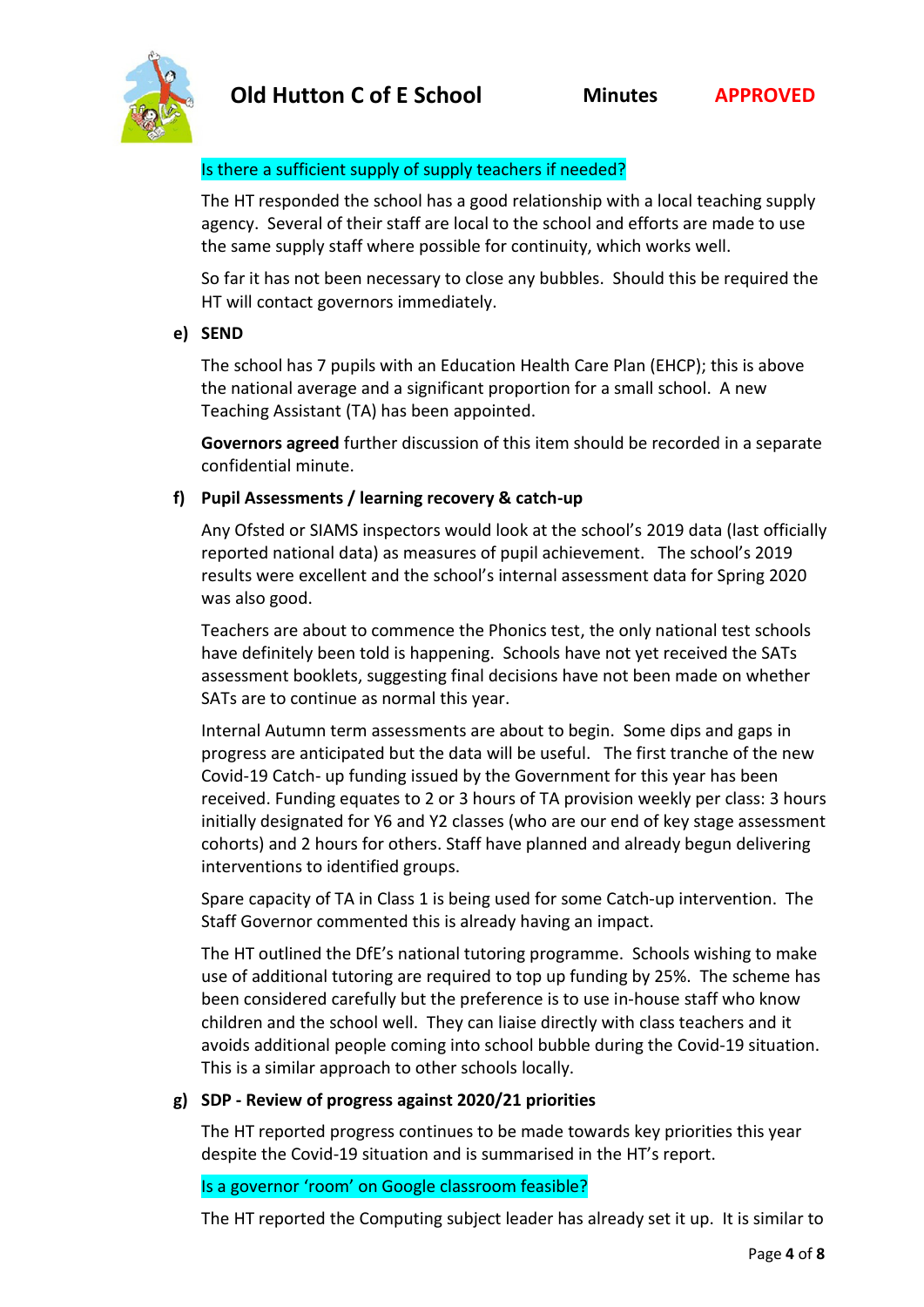Is there a sufficient supply of supply teachers if needed?

The HT responded the school has a good relationship with a local teaching supply agency. Several of their staff are local to the school and efforts are made to use the same supply staff where possible for continuity, which works well.

So far it has not been necessary to close any bubbles. Should this be required the HT will contact governors immediately.

**e) SEND**

The school has 7 pupils with an Education Health Care Plan (EHCP); this is above the national average and a significant proportion for a small school. A new Teaching Assistant (TA) has been appointed.

**Governors agreed** further discussion of this item should be recorded in a separate confidential minute.

**f) Pupil Assessments / learning recovery & catch-up**

Any Ofsted or SIAMS inspectors would look at the school's 2019 data (last officially reported national data) as measures of pupil achievement. The school's 2019 results were excellent and the school's internal assessment data for Spring 2020 was also good.

Teachers are about to commence the Phonics test, the only national test schools have definitely been told is happening. Schools have not yet received the SATs assessment booklets, suggesting final decisions have not been made on whether SATs are to continue as normal this year.

Internal Autumn term assessments are about to begin. Some dips and gaps in progress are anticipated but the data will be useful. The first tranche of the new Covid-19 Catch- up funding issued by the Government for this year has been received. Funding equates to 2 or 3 hours of TA provision weekly per class: 3 hours initially designated for Y6 and Y2 classes (who are our end of key stage assessment cohorts) and 2 hours for others. Staff have planned and already begun delivering interventions to identified groups.

Spare capacity of TA in Class 1 is being used for some Catch-up intervention. The Staff Governor commented this is already having an impact.

The HT outlined the DfE's national tutoring programme. Schools wishing to make use of additional tutoring are required to top up funding by 25%. The scheme has been considered carefully but the preference is to use in-house staff who know children and the school well. They can liaise directly with class teachers and it avoids additional people coming into school bubble during the Covid-19 situation. This is a similar approach to other schools locally.

**g) SDP - Review of progress against 2020/21 priorities**

The HT reported progress continues to be made towards key priorities this year despite the Covid-19 situation and is summarised in the HT's report.

Is a governor 'room' on Google classroom feasible?

The HT reported the Computing subject leader has already set it up. It is similar to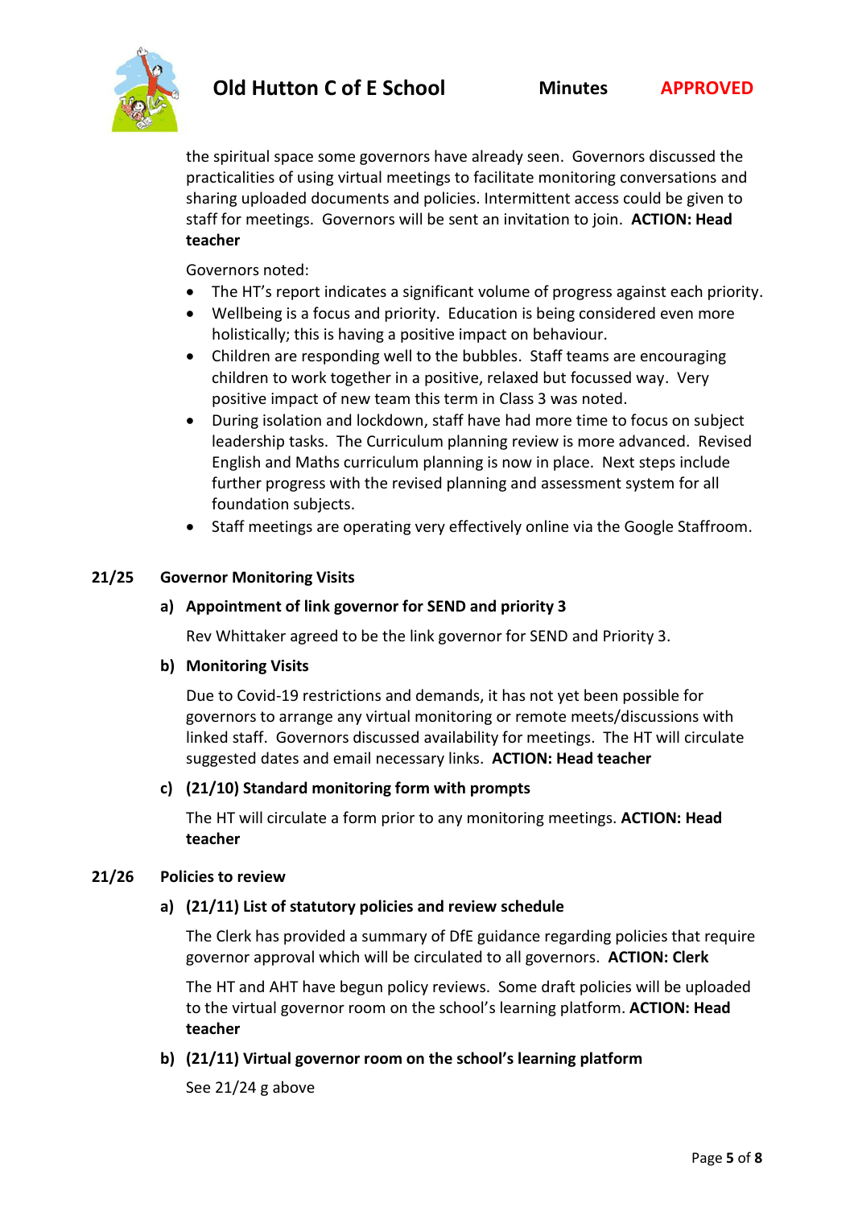the spiritual space some governors have already seen. Governors discussed the practicalities of using virtual meetings to facilitate monitoring conversations and sharing uploaded documents and policies. Intermittent access could be given to staff for meetings. Governors will be sent an invitation to join. **ACTION: Head teacher**

Governors noted:

- The HT's report indicates a significant volume of progress against each priority.
- Wellbeing is a focus and priority. Education is being considered even more holistically; this is having a positive impact on behaviour.
- Children are responding well to the bubbles. Staff teams are encouraging children to work together in a positive, relaxed but focussed way. Very positive impact of new team this term in Class 3 was noted.
- During isolation and lockdown, staff have had more time to focus on subject leadership tasks. The Curriculum planning review is more advanced. Revised English and Maths curriculum planning is now in place. Next steps include further progress with the revised planning and assessment system for all foundation subjects.
- Staff meetings are operating very effectively online via the Google Staffroom.

**21/25 Governor Monitoring Visits**

**a) Appointment of link governor for SEND and priority 3**

Rev Whittaker agreed to be the link governor for SEND and Priority 3.

**b) Monitoring Visits**

Due to Covid-19 restrictions and demands, it has not yet been possible for governors to arrange any virtual monitoring or remote meets/discussions with linked staff. Governors discussed availability for meetings. The HT will circulate suggested dates and email necessary links. **ACTION: Head teacher**

**c) (21/10) Standard monitoring form with prompts**

The HT will circulate a form prior to any monitoring meetings. **ACTION: Head teacher**

**21/26 Policies to review**

**a) (21/11) List of statutory policies and review schedule**

The Clerk has provided a summary of DfE guidance regarding policies that require governor approval which will be circulated to all governors. **ACTION: Clerk**

The HT and AHT have begun policy reviews. Some draft policies will be uploaded to the virtual governor room on the school's learning platform. **ACTION: Head teacher**

**b) (21/11) Virtual governor room on the school's learning platform**

See 21/24 g above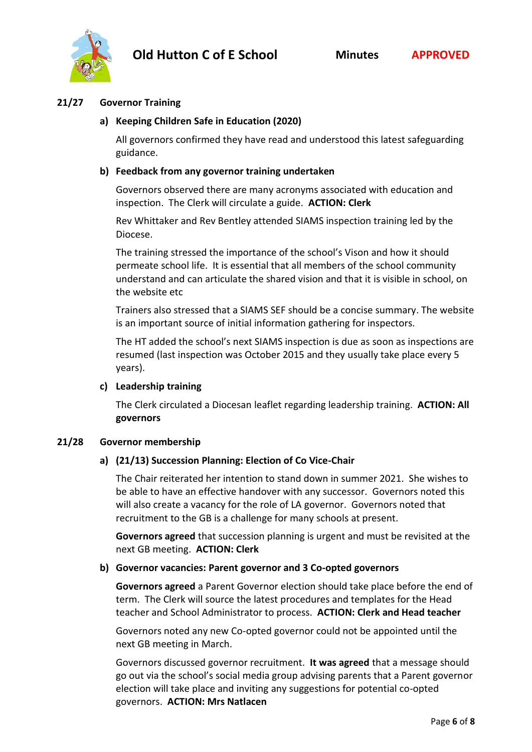## 21/27 Governor Training

### a) Keeping Children Safe in Education (2020)

All governors confirmed they have read and understood this latest safeguarding guidance.

### b) Feedback from any governor training undertaken

Governors observed there are many acronyms associated with education and inspection. The Clerk will circulate a guide. **ACTION: Clerk**

Rev Whittaker and Rev Bentley attended SIAMS inspection training led by the Diocese.

The training stressed the importance of the school's Vison and how it should permeate school life. It is essential that all members of the school community understand and can articulate the shared vision and that it is visible in school, on the website etc

Trainers also stressed that a SIAMS SEF should be a concise summary. The website is an important source of initial information gathering for inspectors.

The HT added the school's next SIAMS inspection is due as soon as inspections are resumed (last inspection was October 2015 and they usually take place every 5 years).

### c) Leadership training

The Clerk circulated a Diocesan leaflet regarding leadership training. **ACTION: All governors**

## 21/28 Governor membership

### a) (21/13) Succession Planning: Election of Co Vice-Chair

The Chair reiterated her intention to stand down in summer 2021. She wishes to be able to have an effective handover with any successor. Governors noted this will also create a vacancy for the role of LA governor. Governors noted that recruitment to the GB is a challenge for many schools at present.

**Governors agreed** that succession planning is urgent and must be revisited at the next GB meeting. **ACTION: Clerk**

### b) Governor vacancies: Parent governor and 3 Co-opted governors

**Governors agreed** a Parent Governor election should take place before the end of term. The Clerk will source the latest procedures and templates for the Head teacher and School Administrator to process. **ACTION: Clerk and Head teacher**

Governors noted any new Co-opted governor could not be appointed until the next GB meeting in March.

Governors discussed governor recruitment. **It was agreed** that a message should go out via the school's social media group advising parents that a Parent governor election will take place and inviting any suggestions for potential co-opted governors. **ACTION: Mrs Natlacen**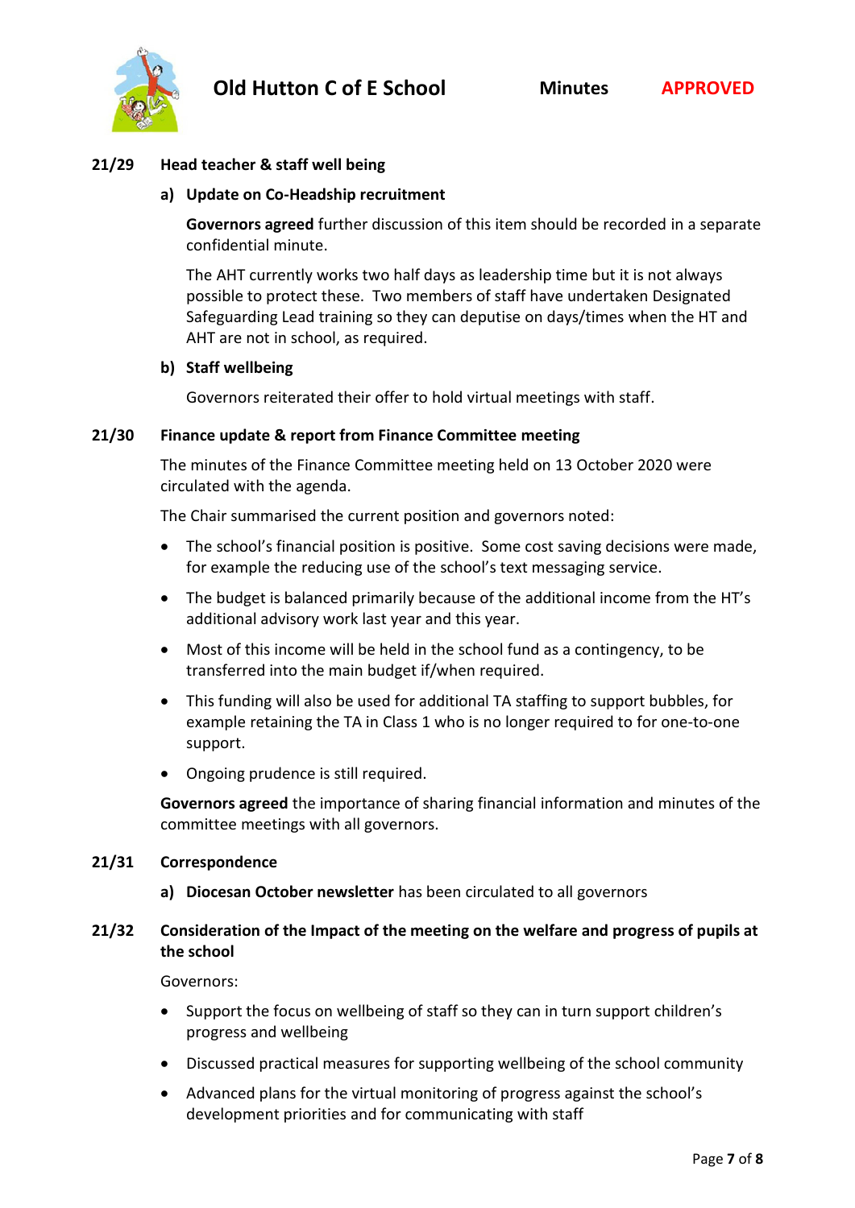### 21/29 Head teacher & staff well being

**a) Update on Co-Headship recruitment**

**Governors agreed** further discussion of this item should be recorded in a separate confidential minute.

The AHT currently works two half days as leadership time but it is not always possible to protect these. Two members of staff have undertaken Designated Safeguarding Lead training so they can deputise on days/times when the HT and AHT are not in school, as required.

**b) Staff wellbeing**

Governors reiterated their offer to hold virtual meetings with staff.

### 21/30 Finance update & report from Finance Committee meeting

The minutes of the Finance Committee meeting held on 13 October 2020 were circulated with the agenda.

The Chair summarised the current position and governors noted:

- The school's financial position is positive. Some cost saving decisions were made, for example the reducing use of the school's text messaging service.
- The budget is balanced primarily because of the additional income from the HT's additional advisory work last year and this year.
- Most of this income will be held in the school fund as a contingency, to be transferred into the main budget if/when required.
- This funding will also be used for additional TA staffing to support bubbles, for example retaining the TA in Class 1 who is no longer required to for one-to-one support.
- Ongoing prudence is still required.

**Governors agreed** the importance of sharing financial information and minutes of the committee meetings with all governors.

### 21/31 Correspondence

**a) Diocesan October newsletter** has been circulated to all governors

### 21/32 Consideration of the Impact of the meeting on the welfare and progress of pupils at the school

Governors:

- Support the focus on wellbeing of staff so they can in turn support children's progress and wellbeing
- Discussed practical measures for supporting wellbeing of the school community
- Advanced plans for the virtual monitoring of progress against the school's development priorities and for communicating with staff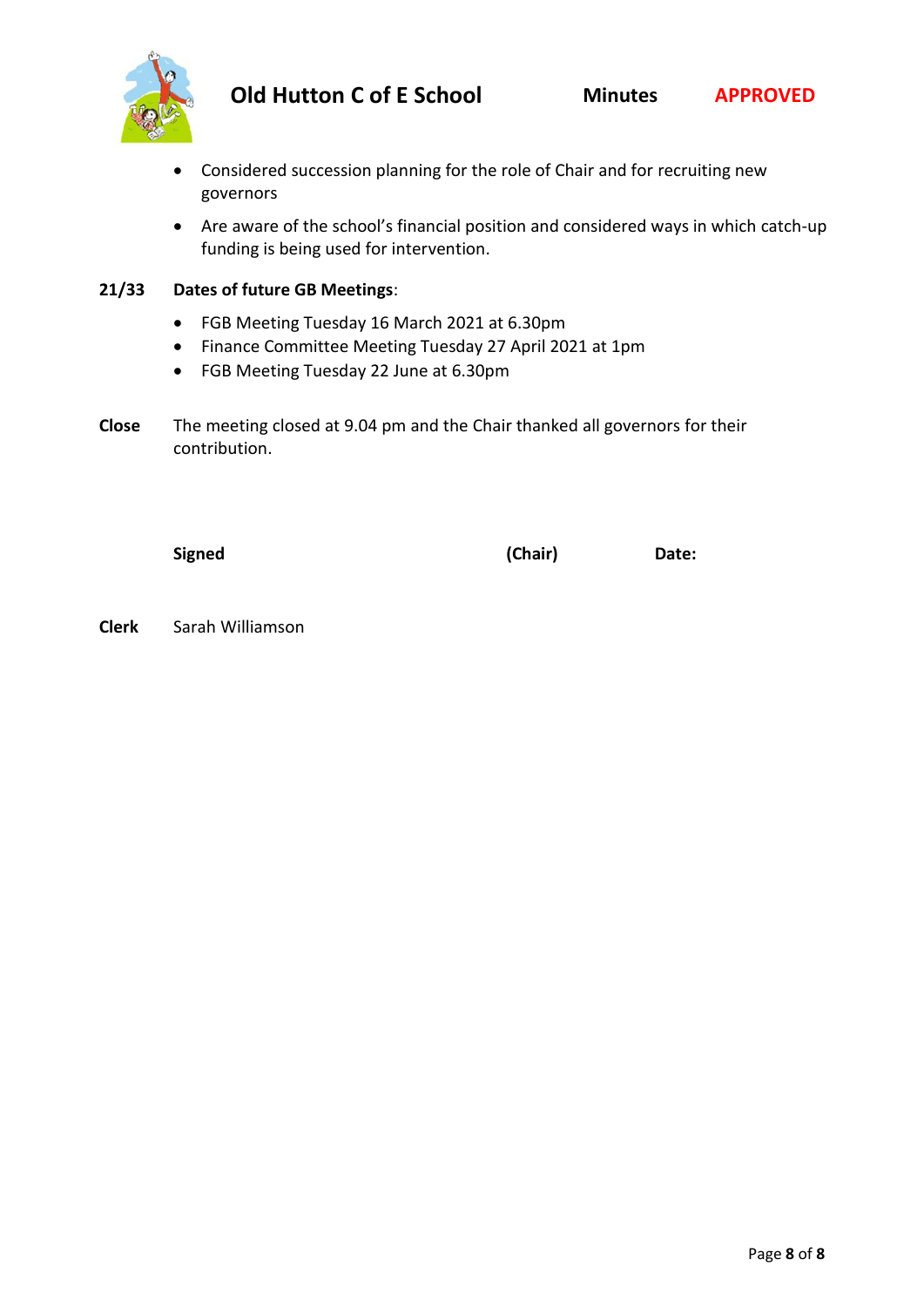- Considered succession planning for the role of Chair and for recruiting new governors
- Are aware of the school's financial position and considered ways in which catch-up funding is being used for intervention.

**21/33** **Dates of future GB Meetings**:

- FGB Meeting Tuesday 16 March 2021 at 6.30pm
- Finance Committee Meeting Tuesday 27 April 2021 at 1pm
- FGB Meeting Tuesday 22 June at 6.30pm

**Close** The meeting closed at 9.04 pm and the Chair thanked all governors for their contribution.

**Signed** **(Chair)** **Date:**

**Clerk** Sarah Williamson